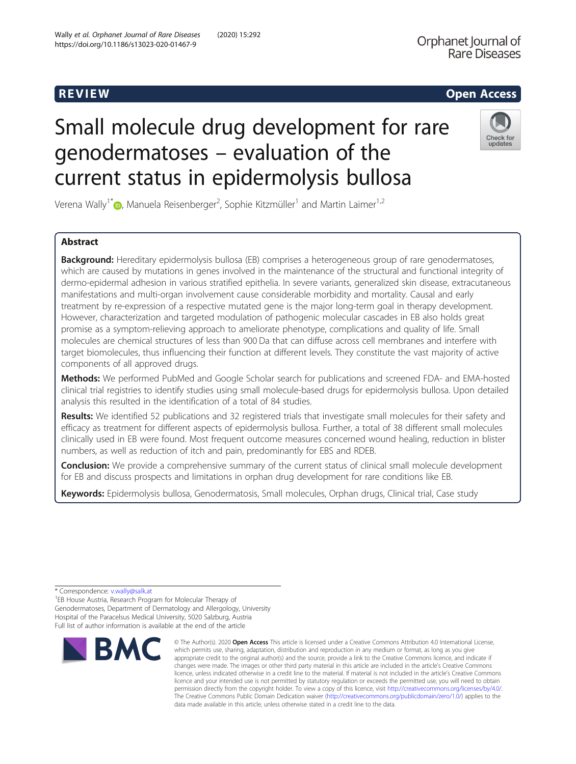REVIEW

Open Access

# Small molecule drug development for rare genodermatoses – evaluation of the current status in epidermolysis bullosa

Verena Wally[1*], Manuela Reisenberger[2], Sophie Kitzmüller[1] and Martin Laimer[1,2]

## Abstract

**Background:** Hereditary epidermolysis bullosa (EB) comprises a heterogeneous group of rare genodermatoses, which are caused by mutations in genes involved in the maintenance of the structural and functional integrity of dermo-epidermal adhesion in various stratified epithelia. In severe variants, generalized skin disease, extracutaneous manifestations and multi-organ involvement cause considerable morbidity and mortality. Causal and early treatment by re-expression of a respective mutated gene is the major long-term goal in therapy development. However, characterization and targeted modulation of pathogenic molecular cascades in EB also holds great promise as a symptom-relieving approach to ameliorate phenotype, complications and quality of life. Small molecules are chemical structures of less than 900 Da that can diffuse across cell membranes and interfere with target biomolecules, thus influencing their function at different levels. They constitute the vast majority of active components of all approved drugs.

**Methods:** We performed PubMed and Google Scholar search for publications and screened FDA- and EMA-hosted clinical trial registries to identify studies using small molecule-based drugs for epidermolysis bullosa. Upon detailed analysis this resulted in the identification of a total of 84 studies.

**Results:** We identified 52 publications and 32 registered trials that investigate small molecules for their safety and efficacy as treatment for different aspects of epidermolysis bullosa. Further, a total of 38 different small molecules clinically used in EB were found. Most frequent outcome measures concerned wound healing, reduction in blister numbers, as well as reduction of itch and pain, predominantly for EBS and RDEB.

**Conclusion:** We provide a comprehensive summary of the current status of clinical small molecule development for EB and discuss prospects and limitations in orphan drug development for rare conditions like EB.

**Keywords:** Epidermolysis bullosa, Genodermatosis, Small molecules, Orphan drugs, Clinical trial, Case study

---

* Correspondence: v.wally@salk.at

[1]EB House Austria, Research Program for Molecular Therapy of Genodermatoses, Department of Dermatology and Allergology, University Hospital of the Paracelsus Medical University, 5020 Salzburg, Austria

Full list of author information is available at the end of the article

© The Author(s). 2020 **Open Access** This article is licensed under a Creative Commons Attribution 4.0 International License, which permits use, sharing, adaptation, distribution and reproduction in any medium or format, as long as you give appropriate credit to the original author(s) and the source, provide a link to the Creative Commons licence, and indicate if changes were made. The images or other third party material in this article are included in the article's Creative Commons licence, unless indicated otherwise in a credit line to the material. If material is not included in the article's Creative Commons licence and your intended use is not permitted by statutory regulation or exceeds the permitted use, you will need to obtain permission directly from the copyright holder. To view a copy of this licence, visit http://creativecommons.org/licenses/by/4.0/. The Creative Commons Public Domain Dedication waiver (http://creativecommons.org/publicdomain/zero/1.0/) applies to the data made available in this article, unless otherwise stated in a credit line to the data.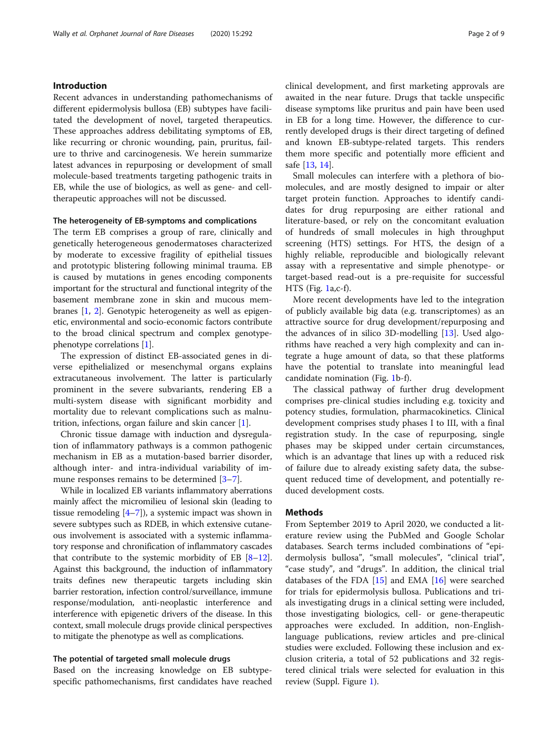## Introduction

Recent advances in understanding pathomechanisms of different epidermolysis bullosa (EB) subtypes have facilitated the development of novel, targeted therapeutics. These approaches address debilitating symptoms of EB, like recurring or chronic wounding, pain, pruritus, failure to thrive and carcinogenesis. We herein summarize latest advances in repurposing or development of small molecule-based treatments targeting pathogenic traits in EB, while the use of biologics, as well as gene- and cell-therapeutic approaches will not be discussed.

### The heterogeneity of EB-symptoms and complications

The term EB comprises a group of rare, clinically and genetically heterogeneous genodermatoses characterized by moderate to excessive fragility of epithelial tissues and prototypic blistering following minimal trauma. EB is caused by mutations in genes encoding components important for the structural and functional integrity of the basement membrane zone in skin and mucous membranes [1, 2]. Genotypic heterogeneity as well as epigenetic, environmental and socio-economic factors contribute to the broad clinical spectrum and complex genotype-phenotype correlations [1].

The expression of distinct EB-associated genes in diverse epithelialized or mesenchymal organs explains extracutaneous involvement. The latter is particularly prominent in the severe subvariants, rendering EB a multi-system disease with significant morbidity and mortality due to relevant complications such as malnutrition, infections, organ failure and skin cancer [1].

Chronic tissue damage with induction and dysregulation of inflammatory pathways is a common pathogenic mechanism in EB as a mutation-based barrier disorder, although inter- and intra-individual variability of immune responses remains to be determined [3–7].

While in localized EB variants inflammatory aberrations mainly affect the micromilieu of lesional skin (leading to tissue remodeling [4–7]), a systemic impact was shown in severe subtypes such as RDEB, in which extensive cutaneous involvement is associated with a systemic inflammatory response and chronification of inflammatory cascades that contribute to the systemic morbidity of EB [8–12]. Against this background, the induction of inflammatory traits defines new therapeutic targets including skin barrier restoration, infection control/surveillance, immune response/modulation, anti-neoplastic interference and interference with epigenetic drivers of the disease. In this context, small molecule drugs provide clinical perspectives to mitigate the phenotype as well as complications.

### The potential of targeted small molecule drugs

Based on the increasing knowledge on EB subtype-specific pathomechanisms, first candidates have reached clinical development, and first marketing approvals are awaited in the near future. Drugs that tackle unspecific disease symptoms like pruritus and pain have been used in EB for a long time. However, the difference to currently developed drugs is their direct targeting of defined and known EB-subtype-related targets. This renders them more specific and potentially more efficient and safe [13, 14].

Small molecules can interfere with a plethora of biomolecules, and are mostly designed to impair or alter target protein function. Approaches to identify candidates for drug repurposing are either rational and literature-based, or rely on the concomitant evaluation of hundreds of small molecules in high throughput screening (HTS) settings. For HTS, the design of a highly reliable, reproducible and biologically relevant assay with a representative and simple phenotype- or target-based read-out is a pre-requisite for successful HTS (Fig. 1a,c-f).

More recent developments have led to the integration of publicly available big data (e.g. transcriptomes) as an attractive source for drug development/repurposing and the advances of in silico 3D-modelling [13]. Used algorithms have reached a very high complexity and can integrate a huge amount of data, so that these platforms have the potential to translate into meaningful lead candidate nomination (Fig. 1b-f).

The classical pathway of further drug development comprises pre-clinical studies including e.g. toxicity and potency studies, formulation, pharmacokinetics. Clinical development comprises study phases I to III, with a final registration study. In the case of repurposing, single phases may be skipped under certain circumstances, which is an advantage that lines up with a reduced risk of failure due to already existing safety data, the subsequent reduced time of development, and potentially reduced development costs.

## Methods

From September 2019 to April 2020, we conducted a literature review using the PubMed and Google Scholar databases. Search terms included combinations of "epidermolysis bullosa", "small molecules", "clinical trial", "case study", and "drugs". In addition, the clinical trial databases of the FDA [15] and EMA [16] were searched for trials for epidermolysis bullosa. Publications and trials investigating drugs in a clinical setting were included, those investigating biologics, cell- or gene-therapeutic approaches were excluded. In addition, non-English-language publications, review articles and pre-clinical studies were excluded. Following these inclusion and exclusion criteria, a total of 52 publications and 32 registered clinical trials were selected for evaluation in this review (Suppl. Figure 1).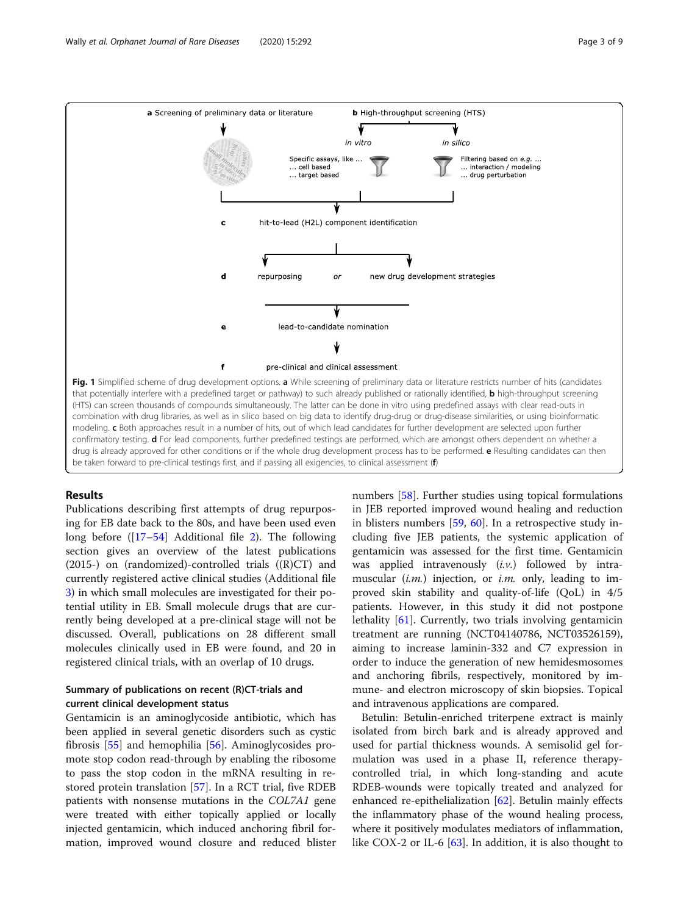a Screening of preliminary data or literature

b High-throughput screening (HTS)

*in vitro*

*in silico*

Specific assays, like ...
... cell based
... target based

Filtering based on *e.g.* ...
... interaction / modeling
... drug perturbation

c hit-to-lead (H2L) component identification

d repurposing *or* new drug development strategies

e lead-to-candidate nomination

f pre-clinical and clinical assessment

**Fig. 1** Simplified scheme of drug development options. **a** While screening of preliminary data or literature restricts number of hits (candidates that potentially interfere with a predefined target or pathway) to such already published or rationally identified, **b** high-throughput screening (HTS) can screen thousands of compounds simultaneously. The latter can be done in vitro using predefined assays with clear read-outs in combination with drug libraries, as well as in silico based on big data to identify drug-drug or drug-disease similarities, or using bioinformatic modeling. **c** Both approaches result in a number of hits, out of which lead candidates for further development are selected upon further confirmatory testing. **d** For lead components, further predefined testings are performed, which are amongst others dependent on whether a drug is already approved for other conditions or if the whole drug development process has to be performed. **e** Resulting candidates can then be taken forward to pre-clinical testings first, and if passing all exigencies, to clinical assessment (**f**)

## Results

Publications describing first attempts of drug repurposing for EB date back to the 80s, and have been used even long before ([17–54] Additional file 2). The following section gives an overview of the latest publications (2015-) on (randomized)-controlled trials ((R)CT) and currently registered active clinical studies (Additional file 3) in which small molecules are investigated for their potential utility in EB. Small molecule drugs that are currently being developed at a pre-clinical stage will not be discussed. Overall, publications on 28 different small molecules clinically used in EB were found, and 20 in registered clinical trials, with an overlap of 10 drugs.

### Summary of publications on recent (R)CT-trials and current clinical development status

Gentamicin is an aminoglycoside antibiotic, which has been applied in several genetic disorders such as cystic fibrosis [55] and hemophilia [56]. Aminoglycosides promote stop codon read-through by enabling the ribosome to pass the stop codon in the mRNA resulting in restored protein translation [57]. In a RCT trial, five RDEB patients with nonsense mutations in the *COL7A1* gene were treated with either topically applied or locally injected gentamicin, which induced anchoring fibril formation, improved wound closure and reduced blister numbers [58]. Further studies using topical formulations in JEB reported improved wound healing and reduction in blisters numbers [59, 60]. In a retrospective study including five JEB patients, the systemic application of gentamicin was assessed for the first time. Gentamicin was applied intravenously (*i.v.*) followed by intramuscular (*i.m.*) injection, or *i.m.* only, leading to improved skin stability and quality-of-life (QoL) in 4/5 patients. However, in this study it did not postpone lethality [61]. Currently, two trials involving gentamicin treatment are running (NCT04140786, NCT03526159), aiming to increase laminin-332 and C7 expression in order to induce the generation of new hemidesmosomes and anchoring fibrils, respectively, monitored by immune- and electron microscopy of skin biopsies. Topical and intravenous applications are compared.

Betulin: Betulin-enriched triterpene extract is mainly isolated from birch bark and is already approved and used for partial thickness wounds. A semisolid gel formulation was used in a phase II, reference therapy-controlled trial, in which long-standing and acute RDEB-wounds were topically treated and analyzed for enhanced re-epithelialization [62]. Betulin mainly effects the inflammatory phase of the wound healing process, where it positively modulates mediators of inflammation, like COX-2 or IL-6 [63]. In addition, it is also thought to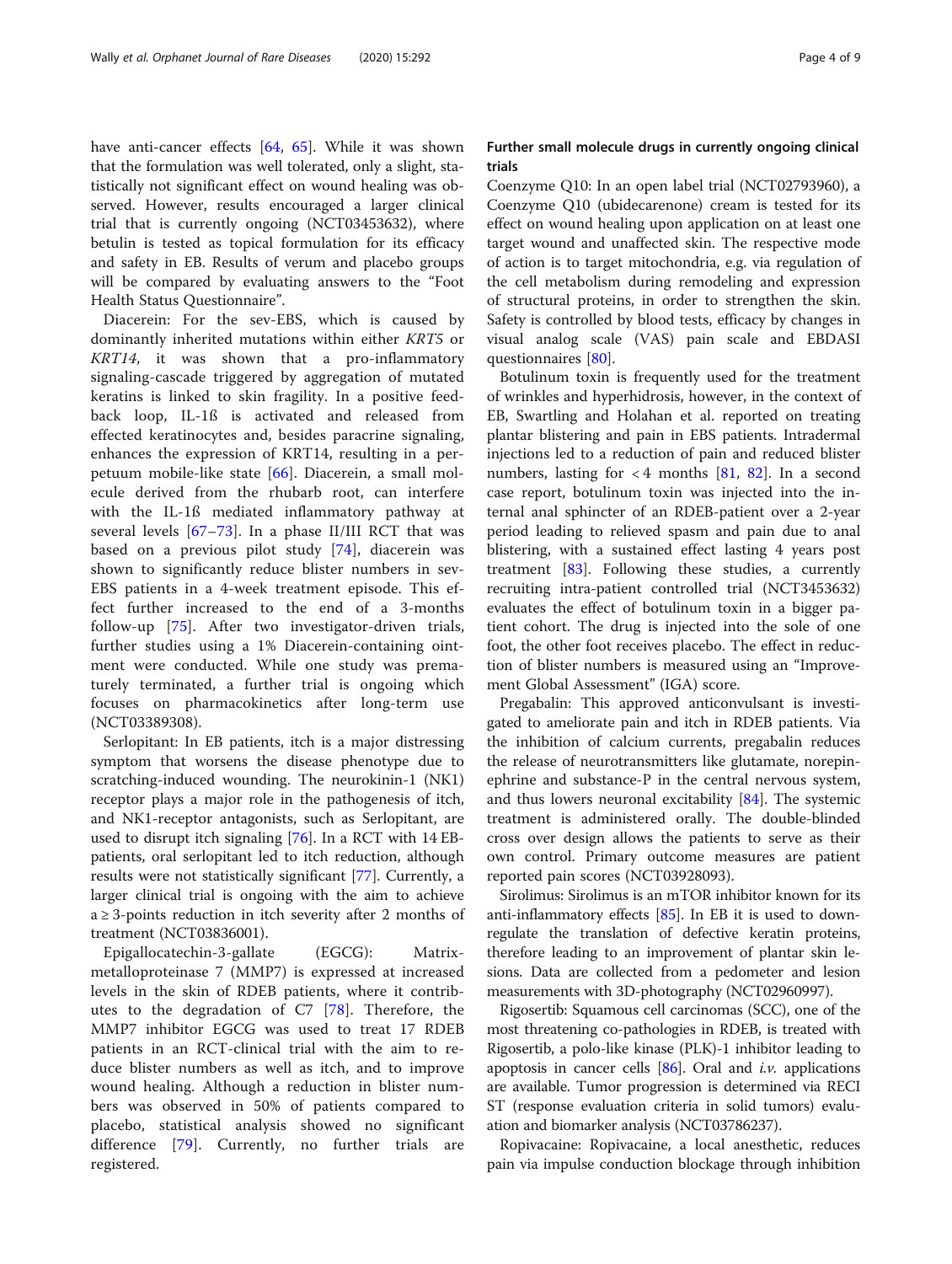have anti-cancer effects [64, 65]. While it was shown that the formulation was well tolerated, only a slight, statistically not significant effect on wound healing was observed. However, results encouraged a larger clinical trial that is currently ongoing (NCT03453632), where betulin is tested as topical formulation for its efficacy and safety in EB. Results of verum and placebo groups will be compared by evaluating answers to the "Foot Health Status Questionnaire".

Diacerein: For the sev-EBS, which is caused by dominantly inherited mutations within either *KRT5* or *KRT14*, it was shown that a pro-inflammatory signaling-cascade triggered by aggregation of mutated keratins is linked to skin fragility. In a positive feedback loop, IL-1ß is activated and released from effected keratinocytes and, besides paracrine signaling, enhances the expression of KRT14, resulting in a perpetuum mobile-like state [66]. Diacerein, a small molecule derived from the rhubarb root, can interfere with the IL-1ß mediated inflammatory pathway at several levels [67–73]. In a phase II/III RCT that was based on a previous pilot study [74], diacerein was shown to significantly reduce blister numbers in sev-EBS patients in a 4-week treatment episode. This effect further increased to the end of a 3-months follow-up [75]. After two investigator-driven trials, further studies using a 1% Diacerein-containing ointment were conducted. While one study was prematurely terminated, a further trial is ongoing which focuses on pharmacokinetics after long-term use (NCT03389308).

Serlopitant: In EB patients, itch is a major distressing symptom that worsens the disease phenotype due to scratching-induced wounding. The neurokinin-1 (NK1) receptor plays a major role in the pathogenesis of itch, and NK1-receptor antagonists, such as Serlopitant, are used to disrupt itch signaling [76]. In a RCT with 14 EB-patients, oral serlopitant led to itch reduction, although results were not statistically significant [77]. Currently, a larger clinical trial is ongoing with the aim to achieve a ≥ 3-points reduction in itch severity after 2 months of treatment (NCT03836001).

Epigallocatechin-3-gallate (EGCG): Matrix-metalloproteinase 7 (MMP7) is expressed at increased levels in the skin of RDEB patients, where it contributes to the degradation of C7 [78]. Therefore, the MMP7 inhibitor EGCG was used to treat 17 RDEB patients in an RCT-clinical trial with the aim to reduce blister numbers as well as itch, and to improve wound healing. Although a reduction in blister numbers was observed in 50% of patients compared to placebo, statistical analysis showed no significant difference [79]. Currently, no further trials are registered.

## Further small molecule drugs in currently ongoing clinical trials

Coenzyme Q10: In an open label trial (NCT02793960), a Coenzyme Q10 (ubidecarenone) cream is tested for its effect on wound healing upon application on at least one target wound and unaffected skin. The respective mode of action is to target mitochondria, e.g. via regulation of the cell metabolism during remodeling and expression of structural proteins, in order to strengthen the skin. Safety is controlled by blood tests, efficacy by changes in visual analog scale (VAS) pain scale and EBDASI questionnaires [80].

Botulinum toxin is frequently used for the treatment of wrinkles and hyperhidrosis, however, in the context of EB, Swartling and Holahan et al. reported on treating plantar blistering and pain in EBS patients. Intradermal injections led to a reduction of pain and reduced blister numbers, lasting for < 4 months [81, 82]. In a second case report, botulinum toxin was injected into the internal anal sphincter of an RDEB-patient over a 2-year period leading to relieved spasm and pain due to anal blistering, with a sustained effect lasting 4 years post treatment [83]. Following these studies, a currently recruiting intra-patient controlled trial (NCT3453632) evaluates the effect of botulinum toxin in a bigger patient cohort. The drug is injected into the sole of one foot, the other foot receives placebo. The effect in reduction of blister numbers is measured using an "Improvement Global Assessment" (IGA) score.

Pregabalin: This approved anticonvulsant is investigated to ameliorate pain and itch in RDEB patients. Via the inhibition of calcium currents, pregabalin reduces the release of neurotransmitters like glutamate, norepinephrine and substance-P in the central nervous system, and thus lowers neuronal excitability [84]. The systemic treatment is administered orally. The double-blinded cross over design allows the patients to serve as their own control. Primary outcome measures are patient reported pain scores (NCT03928093).

Sirolimus: Sirolimus is an mTOR inhibitor known for its anti-inflammatory effects [85]. In EB it is used to downregulate the translation of defective keratin proteins, therefore leading to an improvement of plantar skin lesions. Data are collected from a pedometer and lesion measurements with 3D-photography (NCT02960997).

Rigosertib: Squamous cell carcinomas (SCC), one of the most threatening co-pathologies in RDEB, is treated with Rigosertib, a polo-like kinase (PLK)-1 inhibitor leading to apoptosis in cancer cells [86]. Oral and *i.v.* applications are available. Tumor progression is determined via RECIST (response evaluation criteria in solid tumors) evaluation and biomarker analysis (NCT03786237).

Ropivacaine: Ropivacaine, a local anesthetic, reduces pain via impulse conduction blockage through inhibition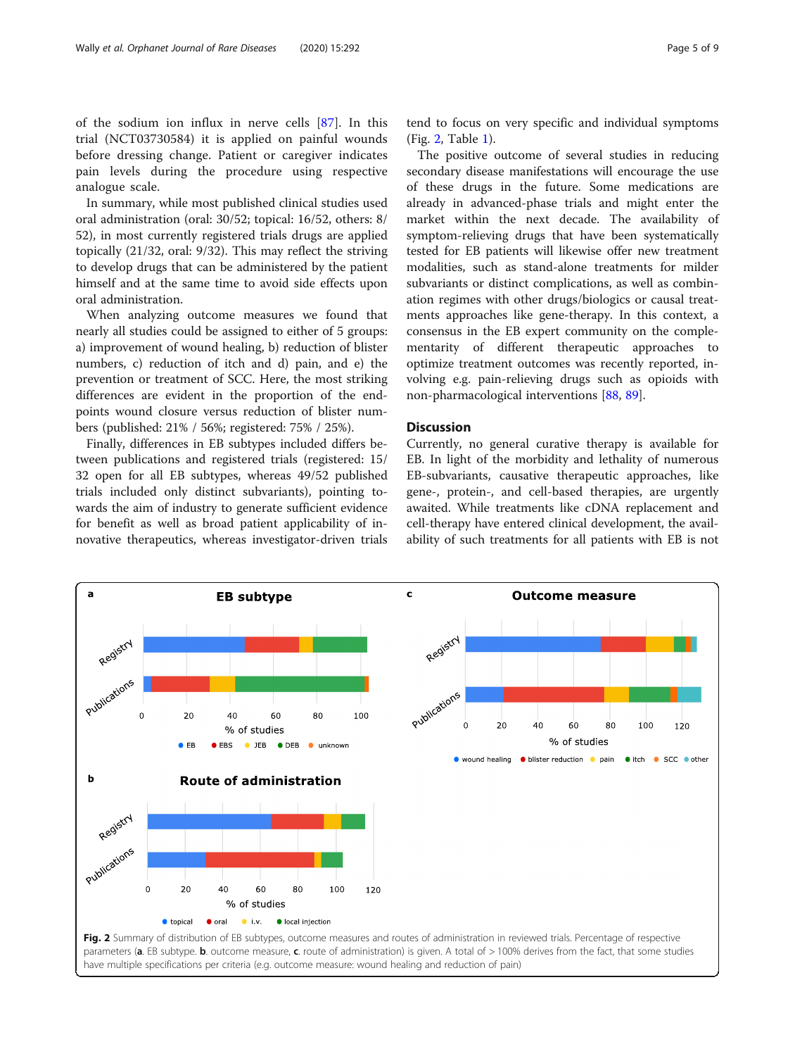of the sodium ion influx in nerve cells [87]. In this trial (NCT03730584) it is applied on painful wounds before dressing change. Patient or caregiver indicates pain levels during the procedure using respective analogue scale.

In summary, while most published clinical studies used oral administration (oral: 30/52; topical: 16/52, others: 8/52), in most currently registered trials drugs are applied topically (21/32, oral: 9/32). This may reflect the striving to develop drugs that can be administered by the patient himself and at the same time to avoid side effects upon oral administration.

When analyzing outcome measures we found that nearly all studies could be assigned to either of 5 groups: a) improvement of wound healing, b) reduction of blister numbers, c) reduction of itch and d) pain, and e) the prevention or treatment of SCC. Here, the most striking differences are evident in the proportion of the endpoints wound closure versus reduction of blister numbers (published: 21% / 56%; registered: 75% / 25%).

Finally, differences in EB subtypes included differs between publications and registered trials (registered: 15/32 open for all EB subtypes, whereas 49/52 published trials included only distinct subvariants), pointing towards the aim of industry to generate sufficient evidence for benefit as well as broad patient applicability of innovative therapeutics, whereas investigator-driven trials tend to focus on very specific and individual symptoms (Fig. 2, Table 1).

The positive outcome of several studies in reducing secondary disease manifestations will encourage the use of these drugs in the future. Some medications are already in advanced-phase trials and might enter the market within the next decade. The availability of symptom-relieving drugs that have been systematically tested for EB patients will likewise offer new treatment modalities, such as stand-alone treatments for milder subvariants or distinct complications, as well as combination regimes with other drugs/biologics or causal treatments approaches like gene-therapy. In this context, a consensus in the EB expert community on the complementarity of different therapeutic approaches to optimize treatment outcomes was recently reported, involving e.g. pain-relieving drugs such as opioids with non-pharmacological interventions [88, 89].

## Discussion

Currently, no general curative therapy is available for EB. In light of the morbidity and lethality of numerous EB-subvariants, causative therapeutic approaches, like gene-, protein-, and cell-based therapies, are urgently awaited. While treatments like cDNA replacement and cell-therapy have entered clinical development, the availability of such treatments for all patients with EB is not

**Fig. 2** Summary of distribution of EB subtypes, outcome measures and routes of administration in reviewed trials. Percentage of respective parameters (**a**. EB subtype. **b**. outcome measure, **c**. route of administration) is given. A total of > 100% derives from the fact, that some studies have multiple specifications per criteria (e.g. outcome measure: wound healing and reduction of pain)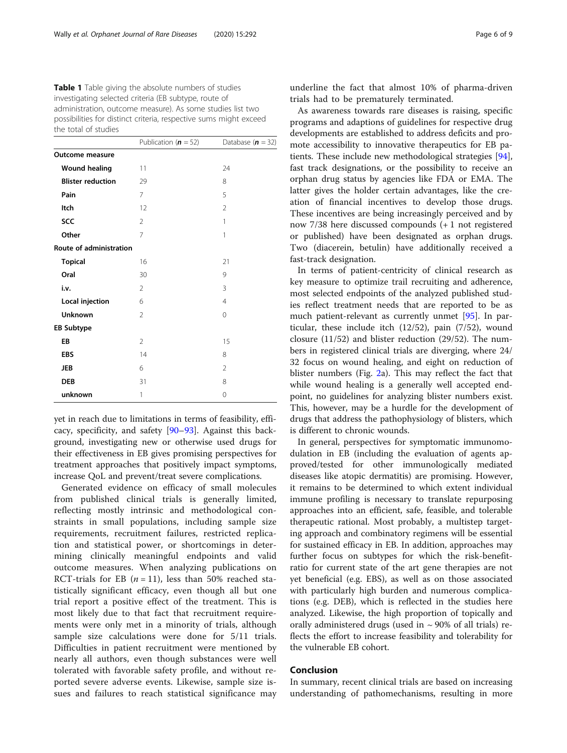**Table 1** Table giving the absolute numbers of studies investigating selected criteria (EB subtype, route of administration, outcome measure). As some studies list two possibilities for distinct criteria, respective sums might exceed the total of studies

| | Publication (**n** = 52) | Database (**n** = 32) |
|---|---|---|
| **Outcome measure** | | |
| **Wound healing** | 11 | 24 |
| **Blister reduction** | 29 | 8 |
| **Pain** | 7 | 5 |
| **Itch** | 12 | 2 |
| **SCC** | 2 | 1 |
| **Other** | 7 | 1 |
| **Route of administration** | | |
| **Topical** | 16 | 21 |
| **Oral** | 30 | 9 |
| **i.v.** | 2 | 3 |
| **Local injection** | 6 | 4 |
| **Unknown** | 2 | 0 |
| **EB Subtype** | | |
| **EB** | 2 | 15 |
| **EBS** | 14 | 8 |
| **JEB** | 6 | 2 |
| **DEB** | 31 | 8 |
| **unknown** | 1 | 0 |

yet in reach due to limitations in terms of feasibility, efficacy, specificity, and safety [90–93]. Against this background, investigating new or otherwise used drugs for their effectiveness in EB gives promising perspectives for treatment approaches that positively impact symptoms, increase QoL and prevent/treat severe complications.

Generated evidence on efficacy of small molecules from published clinical trials is generally limited, reflecting mostly intrinsic and methodological constraints in small populations, including sample size requirements, recruitment failures, restricted replication and statistical power, or shortcomings in determining clinically meaningful endpoints and valid outcome measures. When analyzing publications on RCT-trials for EB ($n = 11$), less than 50% reached statistically significant efficacy, even though all but one trial report a positive effect of the treatment. This is most likely due to that fact that recruitment requirements were only met in a minority of trials, although sample size calculations were done for 5/11 trials. Difficulties in patient recruitment were mentioned by nearly all authors, even though substances were well tolerated with favorable safety profile, and without reported severe adverse events. Likewise, sample size issues and failures to reach statistical significance may underline the fact that almost 10% of pharma-driven trials had to be prematurely terminated.

As awareness towards rare diseases is raising, specific programs and adaptions of guidelines for respective drug developments are established to address deficits and promote accessibility to innovative therapeutics for EB patients. These include new methodological strategies [94], fast track designations, or the possibility to receive an orphan drug status by agencies like FDA or EMA. The latter gives the holder certain advantages, like the creation of financial incentives to develop those drugs. These incentives are being increasingly perceived and by now 7/38 here discussed compounds (+ 1 not registered or published) have been designated as orphan drugs. Two (diacerein, betulin) have additionally received a fast-track designation.

In terms of patient-centricity of clinical research as key measure to optimize trail recruiting and adherence, most selected endpoints of the analyzed published studies reflect treatment needs that are reported to be as much patient-relevant as currently unmet [95]. In particular, these include itch (12/52), pain (7/52), wound closure (11/52) and blister reduction (29/52). The numbers in registered clinical trials are diverging, where 24/32 focus on wound healing, and eight on reduction of blister numbers (Fig. 2a). This may reflect the fact that while wound healing is a generally well accepted endpoint, no guidelines for analyzing blister numbers exist. This, however, may be a hurdle for the development of drugs that address the pathophysiology of blisters, which is different to chronic wounds.

In general, perspectives for symptomatic immunomodulation in EB (including the evaluation of agents approved/tested for other immunologically mediated diseases like atopic dermatitis) are promising. However, it remains to be determined to which extent individual immune profiling is necessary to translate repurposing approaches into an efficient, safe, feasible, and tolerable therapeutic rational. Most probably, a multistep targeting approach and combinatory regimens will be essential for sustained efficacy in EB. In addition, approaches may further focus on subtypes for which the risk-benefit-ratio for current state of the art gene therapies are not yet beneficial (e.g. EBS), as well as on those associated with particularly high burden and numerous complications (e.g. DEB), which is reflected in the studies here analyzed. Likewise, the high proportion of topically and orally administered drugs (used in ~ 90% of all trials) reflects the effort to increase feasibility and tolerability for the vulnerable EB cohort.

## Conclusion

In summary, recent clinical trials are based on increasing understanding of pathomechanisms, resulting in more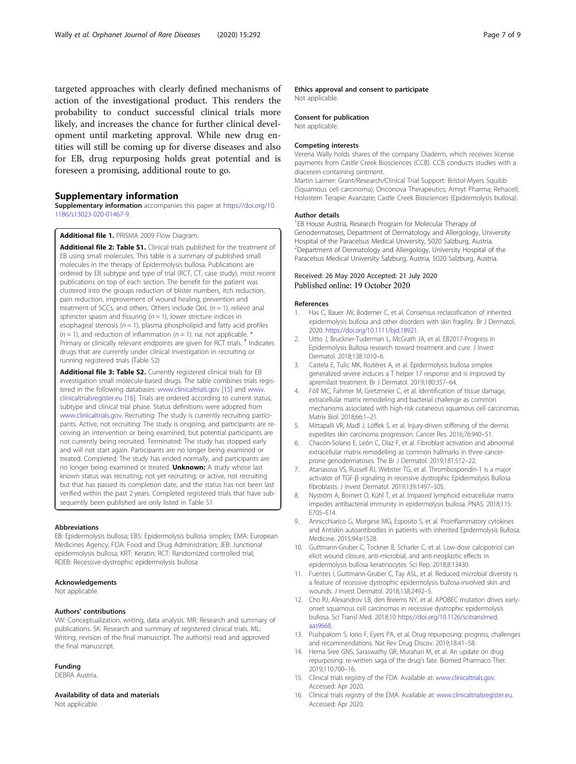targeted approaches with clearly defined mechanisms of action of the investigational product. This renders the probability to conduct successful clinical trials more likely, and increases the chance for further clinical development until marketing approval. While new drug entities will still be coming up for diverse diseases and also for EB, drug repurposing holds great potential and is foreseen a promising, additional route to go.

## Supplementary information

**Supplementary information** accompanies this paper at https://doi.org/10.1186/s13023-020-01467-9.

**Additional file 1.** PRISMA 2009 Flow Diagram.

**Additional file 2: Table S1.** Clinical trials published for the treatment of EB using small molecules. This table is a summary of published small molecules in the therapy of Epidermolysis bullosa. Publications are ordered by EB subtype and type of trial (RCT, CT, case study), most recent publications on top of each section. The benefit for the patient was clustered into the groups reduction of blister numbers, itch reduction, pain reduction, improvement of wound healing, prevention and treatment of SCCs, and others. Others include QoL ($n = 1$), relieve anal sphincter spasm and fissuring ($n = 1$), lower stricture indices in esophageal stenosis ($n = 1$), plasma phospholipid and fatty acid profiles ($n = 1$), and reduction of inflammation ($n = 1$). na: not applicable. * Primary or clinically relevant endpoints are given for RCT trials. # Indicates drugs that are currently under clinical investigation in recruiting or running registered trials (Table S2)

**Additional file 3: Table S2.** Currently registered clinical trials for EB investigation small molecule-based drugs. The table combines trials registered in the following databases: www.clinicaltrials.gov [15] and www.clinicaltrialsregister.eu [16]. Trials are ordered according to current status, subtype and clinical trial phase. Status definitions were adopted from www.clinicaltrials.gov. Recruiting: The study is currently recruiting participants. Active, not recruiting: The study is ongoing, and participants are receiving an intervention or being examined, but potential participants are not currently being recruited. Terminated: The study has stopped early and will not start again. Participants are no longer being examined or treated. Completed: The study has ended normally, and participants are no longer being examined or treated. **Unknown:** A study whose last known status was recruiting; not yet recruiting; or active, not recruiting but that has passed its completion date, and the status has not been last verified within the past 2 years. Completed registered trials that have subsequently been published are only listed in Table S1

### Abbreviations

EB: Epidermolysis bullosa; EBS: Epidermolysis bullosa simples; EMA: European Medicines Agency; FDA: Food and Drug Administration; JEB: Junctional epidermolysis bullosa; KRT: Keratin; RCT: Randomized controlled trial; RDEB: Recessive-dystrophic epidermolysis bullosa

### Acknowledgements

Not applicable.

### Authors' contributions

VW: Conceptualization, writing, data analysis. MR: Research and summary of publications. SK: Research and summary of registered clinical trials. ML: Writing, revision of the final manuscript. The author(s) read and approved the final manuscript.

### Funding

DEBRA Austria.

### Availability of data and materials

Not applicable.

### Ethics approval and consent to participate

Not applicable.

### Consent for publication

Not applicable.

### Competing interests

Verena Wally holds shares of the company Diaderm, which receives license payments from Castle Creek Biosciences (CCB). CCB conducts studies with a diacerein-containing ointment.

Martin Laimer: Grant/Research/Clinical Trial Support: Bristol-Myers Squibb (Squamous cell carcinoma); Onconova Therapeutics; Amryt Pharma; Rehacell; Holostem Terapie Avanzate; Castle Creek Biosciences (Epidermolysis bullosa).

### Author details

[1]EB House Austria, Research Program for Molecular Therapy of Genodermatoses, Department of Dermatology and Allergology, University Hospital of the Paracelsus Medical University, 5020 Salzburg, Austria. [2]Department of Dermatology and Allergology, University Hospital of the Paracelsus Medical University Salzburg, Austria, 5020 Salzburg, Austria.

Received: 26 May 2020 Accepted: 21 July 2020
Published online: 19 October 2020

### References

1. Has C, Bauer JW, Bodemer C, et al. Consensus reclassification of inherited epidermolysis bullosa and other disorders with skin fragility. Br J Dermatol. 2020. https://doi.org/10.1111/bjd.18921.
2. Uitto J, Bruckner-Tuderman L, McGrath JA, et al. EB2017-Progress in Epidermolysis Bullosa research toward treatment and cure. J Invest Dermatol. 2018;138:1010–6.
3. Castela E, Tulic MK, Rozières A, et al. Epidermolysis bullosa simplex generalized severe induces a T helper 17 response and is improved by apremilast treatment. Br J Dermatol. 2019;180:357–64.
4. Föll MC, Fahrner M, Gretzmeier C, et al. Identification of tissue damage, extracellular matrix remodeling and bacterial challenge as common mechanisms associated with high-risk cutaneous squamous cell carcinomas. Matrix Biol. 2018;66:1–21.
5. Mittapalli VR, Madl J, Löffek S, et al. Injury-driven stiffening of the dermis expedites skin carcinoma progression. Cancer Res. 2016;76:940–51.
6. Chacón-Solano E, León C, Díaz F, et al. Fibroblast activation and abnormal extracellular matrix remodelling as common hallmarks in three cancer-prone genodermatoses. The Br J Dermatol. 2019;181:512–22.
7. Atanasova VS, Russell RJ, Webster TG, et al. Thrombospondin-1 is a major activator of TGF-β signaling in recessive dystrophic Epidermolysis Bullosa fibroblasts. J Invest Dermatol. 2019;139:1497–505.
8. Nyström A, Bornert O, Kühl T, et al. Impaired lymphoid extracellular matrix impedes antibacterial immunity in epidermolysis bullosa. PNAS. 2018;115:E705–E14.
9. Annicchiarico G, Morgese MG, Esposito S, et al. Proinflammatory cytokines and Antiskin autoantibodies in patients with inherited Epidermolysis Bullosa. Medicine. 2015;94:e1528.
10. Guttmann-Gruber C, Tockner B, Scharler C, et al. Low-dose calcipotriol can elicit wound closure, anti-microbial, and anti-neoplastic effects in epidermolysis bullosa keratinocytes. Sci Rep. 2018;8:13430.
11. Fuentes I, Guttmann-Gruber C, Tay ASL, et al. Reduced microbial diversity is a feature of recessive dystrophic epidermolysis bullosa-involved skin and wounds. J Invest Dermatol. 2018;138:2492–5.
12. Cho RJ, Alexandrov LB, den Breems NY, et al. APOBEC mutation drives early-onset squamous cell carcinomas in recessive dystrophic epidermolysis bullosa. Sci Transl Med. 2018;10 https://doi.org/10.1126/scitranslmed.aas9668.
13. Pushpakom S, Iorio F, Eyers PA, et al. Drug repurposing: progress, challenges and recommendations. Nat Rev Drug Discov. 2019;18:41–58.
14. Hema Sree GNS, Saraswathy GR, Murahari M, et al. An update on drug repurposing: re-written saga of the drug's fate. Biomed Pharmaco Ther. 2019;110:700–16.
15. Clinical trials registry of the FDA. Available at: www.clinicaltrials.gov. Accessed: Apr 2020.
16. Clinical trials registry of the EMA. Available at: www.clinicaltrialsregister.eu. Accessed: Apr 2020.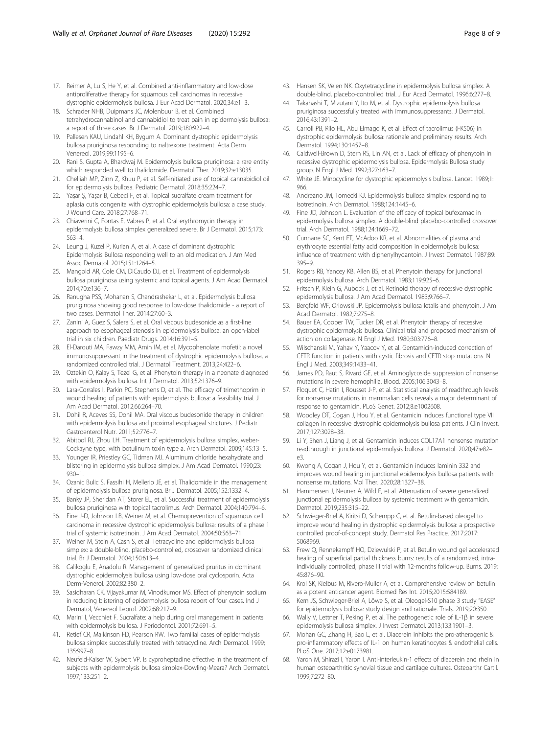17. Reimer A, Lu S, He Y, et al. Combined anti-inflammatory and low-dose antiproliferative therapy for squamous cell carcinomas in recessive dystrophic epidermolysis bullosa. J Eur Acad Dermatol. 2020;34:e1–3.
18. Schrader NHB, Duipmans JC, Molenbuur B, et al. Combined tetrahydrocannabinol and cannabidiol to treat pain in epidermolysis bullosa: a report of three cases. Br J Dermatol. 2019;180:922–4.
19. Pallesen KAU, Lindahl KH, Bygum A. Dominant dystrophic epidermolysis bullosa pruriginosa responding to naltrexone treatment. Acta Derm Venereol. 2019;99:1195–6.
20. Rani S, Gupta A, Bhardwaj M. Epidermolysis bullosa pruriginosa: a rare entity which responded well to thalidomide. Dermatol Ther. 2019;32:e13035.
21. Chelliah MP, Zinn Z, Khuu P, et al. Self-initiated use of topical cannabidiol oil for epidermolysis bullosa. Pediatric Dermatol. 2018;35:224–7.
22. Yaşar Ş, Yaşar B, Cebeci F, et al. Topical sucralfate cream treatment for aplasia cutis congenita with dystrophic epidermolysis bullosa: a case study. J Wound Care. 2018;27:768–71.
23. Chiaverini C, Fontas E, Vabres P, et al. Oral erythromycin therapy in epidermolysis bullosa simplex generalized severe. Br J Dermatol. 2015;173:563–4.
24. Leung J, Kuzel P, Kurian A, et al. A case of dominant dystrophic Epidermolysis Bullosa responding well to an old medication. J Am Med Assoc Dermatol. 2015;151:1264–5.
25. Mangold AR, Cole CM, DiCaudo DJ, et al. Treatment of epidermolysis bullosa pruriginosa using systemic and topical agents. J Am Acad Dermatol. 2014;70:e136–7.
26. Ranugha PSS, Mohanan S, Chandrashekar L, et al. Epidermolysis bullosa pruriginosa showing good response to low-dose thalidomide - a report of two cases. Dermatol Ther. 2014;27:60–3.
27. Zanini A, Guez S, Salera S, et al. Oral viscous budesonide as a first-line approach to esophageal stenosis in epidermolysis bullosa: an open-label trial in six children. Paediatr Drugs. 2014;16:391–5.
28. El-Darouti MA, Fawzy MM, Amin IM, et al. Mycophenolate mofetil: a novel immunosuppressant in the treatment of dystrophic epidermolysis bullosa, a randomized controlled trial. J Dermatol Treatment. 2013;24:422–6.
29. Oztekin O, Kalay S, Tezel G, et al. Phenytoin therapy in a neonate diagnosed with epidermolysis bullosa. Int J Dermatol. 2013;52:1376–9.
30. Lara-Corrales I, Parkin PC, Stephens D, et al. The efficacy of trimethoprim in wound healing of patients with epidermolysis bullosa: a feasibility trial. J Am Acad Dermatol. 2012;66:264–70.
31. Dohil R, Aceves SS, Dohil MA. Oral viscous budesonide therapy in children with epidermolysis bullosa and proximal esophageal strictures. J Pediatr Gastroenterol Nutr. 2011;52:776–7.
32. Abitbol RJ, Zhou LH. Treatment of epidermolysis bullosa simplex, weber-Cockayne type, with botulinum toxin type a. Arch Dermatol. 2009;145:13–5.
33. Younger IR, Priestley GC, Tidman MJ. Aluminum chloride hexahydrate and blistering in epidermolysis bullosa simplex. J Am Acad Dermatol. 1990;23:930–1.
34. Ozanic Bulic S, Fassihi H, Mellerio JE, et al. Thalidomide in the management of epidermolysis bullosa pruriginosa. Br J Dermatol. 2005;152:1332–4.
35. Banky JP, Sheridan AT, Storer EL, et al. Successful treatment of epidermolysis bullosa pruriginosa with topical tacrolimus. Arch Dermatol. 2004;140:794–6.
36. Fine J-D, Johnson LB, Weiner M, et al. Chemoprevention of squamous cell carcinoma in recessive dystrophic epidermolysis bullosa: results of a phase 1 trial of systemic isotretinoin. J Am Acad Dermatol. 2004;50:563–71.
37. Weiner M, Stein A, Cash S, et al. Tetracycline and epidermolysis bullosa simplex: a double-blind, placebo-controlled, crossover randomized clinical trial. Br J Dermatol. 2004;150:613–4.
38. Calikoglu E, Anadolu R. Management of generalized pruritus in dominant dystrophic epidermolysis bullosa using low-dose oral cyclosporin. Acta Derm-Venerol. 2002;82:380–2.
39. Sasidharan CK, Vijayakumar M, Vinodkumor MS. Effect of phenytoin sodium in reducing blistering of epidermolysis bullosa report of four cases. Ind J Dermatol, Venereol Leprol. 2002;68:217–9.
40. Marini I, Vecchiet F. Sucralfate: a help during oral management in patients with epidermolysis bullosa. J Periodontol. 2001;72:691–5.
41. Retief CR, Malkinson FD, Pearson RW. Two familial cases of epidermolysis bullosa simplex successfully treated with tetracycline. Arch Dermatol. 1999;135:997–8.
42. Neufeld-Kaiser W, Sybert VP. Is cyproheptadine effective in the treatment of subjects with epidermolysis bullosa simplex-Dowling-Meara? Arch Dermatol. 1997;133:251–2.
43. Hansen SK, Veien NK. Oxytetracycline in epidermolysis bullosa simplex. A double-blind, placebo-controlled trial. J Eur Acad Dermatol. 1996;6:277–8.
44. Takahashi T, Mizutani Y, Ito M, et al. Dystrophic epidermolysis bullosa pruriginosa successfully treated with immunosuppressants. J Dermatol. 2016;43:1391–2.
45. Carroll PB, Rilo HL, Abu Elmagd K, et al. Effect of tacrolimus (FK506) in dystrophic epidermolysis bullosa: rationale and preliminary results. Arch Dermatol. 1994;130:1457–8.
46. Caldwell-Brown D, Stern RS, Lin AN, et al. Lack of efficacy of phenytoin in recessive dystrophic epidermolysis bullosa. Epidermolysis Bullosa study group. N Engl J Med. 1992;327:163–7.
47. White JE. Minocycline for dystrophic epidermolysis bullosa. Lancet. 1989;1:966.
48. Andreano JM, Tomecki KJ. Epidermolysis bullosa simplex responding to isotretinoin. Arch Dermatol. 1988;124:1445–6.
49. Fine JD, Johnson L. Evaluation of the efficacy of topical bufexamac in epidermolysis bullosa simplex. A double-blind placebo-controlled crossover trial. Arch Dermatol. 1988;124:1669–72.
50. Cunnane SC, Kent ET, McAdoo KR, et al. Abnormalities of plasma and erythrocyte essential fatty acid composition in epidermolysis bullosa: influence of treatment with diphenylhydantoin. J Invest Dermatol. 1987;89:395–9.
51. Rogers RB, Yancey KB, Allen BS, et al. Phenytoin therapy for junctional epidermolysis bullosa. Arch Dermatol. 1983;119:925–6.
52. Fritsch P, Klein G, Aubock J, et al. Retinoid therapy of recessive dystrophic epidermolysis bullosa. J Am Acad Dermatol. 1983;9:766–7.
53. Bergfeld WF, Orlowski JP. Epidermolysis bullosa letalis and phenytoin. J Am Acad Dermatol. 1982;7:275–8.
54. Bauer EA, Cooper TW, Tucker DR, et al. Phenytoin therapy of recessive dystrophic epidermolysis bullosa. Clinical trial and proposed mechanism of action on collagenase. N Engl J Med. 1980;303:776–8.
55. Wilschanski M, Yahav Y, Yaacov Y, et al. Gentamicin-induced correction of CFTR function in patients with cystic fibrosis and CFTR stop mutations. N Engl J Med. 2003;349:1433–41.
56. James PD, Raut S, Rivard GE, et al. Aminoglycoside suppression of nonsense mutations in severe hemophilia. Blood. 2005;106:3043–8.
57. Floquet C, Hatin I, Rousset J-P, et al. Statistical analysis of readthrough levels for nonsense mutations in mammalian cells reveals a major determinant of response to gentamicin. PLoS Genet. 2012;8:e1002608.
58. Woodley DT, Cogan J, Hou Y, et al. Gentamicin induces functional type VII collagen in recessive dystrophic epidermolysis bullosa patients. J Clin Invest. 2017;127:3028–38.
59. Li Y, Shen J, Liang J, et al. Gentamicin induces COL17A1 nonsense mutation readthrough in junctional epidermolysis bullosa. J Dermatol. 2020;47:e82–e3.
60. Kwong A, Cogan J, Hou Y, et al. Gentamicin induces laminin 332 and improves wound healing in junctional epidermolysis bullosa patients with nonsense mutations. Mol Ther. 2020;28:1327–38.
61. Hammersen J, Neuner A, Wild F, et al. Attenuation of severe generalized junctional epidermolysis bullosa by systemic treatment with gentamicin. Dermatol. 2019;235:315–22.
62. Schwieger-Briel A, Kiritsi D, Schempp C, et al. Betulin-based oleogel to improve wound healing in dystrophic epidermolysis bullosa: a prospective controlled proof-of-concept study. Dermatol Res Practice. 2017;2017:5068969.
63. Frew Q, Rennekampff HO, Dziewulski P, et al. Betulin wound gel accelerated healing of superficial partial thickness burns: results of a randomized, intra-individually controlled, phase III trial with 12-months follow-up. Burns. 2019;45:876–90.
64. Krol SK, Kielbus M, Rivero-Muller A, et al. Comprehensive review on betulin as a potent anticancer agent. Biomed Res Int. 2015;2015:584189.
65. Kern JS, Schwieger-Briel A, Löwe S, et al. Oleogel-S10 phase 3 study "EASE" for epidermolysis bullosa: study design and rationale. Trials. 2019;20:350.
66. Wally V, Lettner T, Peking P, et al. The pathogenetic role of IL-1β in severe epidermolysis bullosa simplex. J Invest Dermatol. 2013;133:1901–3.
67. Mohan GC, Zhang H, Bao L, et al. Diacerein inhibits the pro-atherogenic & pro-inflammatory effects of IL-1 on human keratinocytes & endothelial cells. PLoS One. 2017;12:e0173981.
68. Yaron M, Shirazi I, Yaron I. Anti-interleukin-1 effects of diacerein and rhein in human osteoarthritic synovial tissue and cartilage cultures. Osteoarthr Cartil. 1999;7:272–80.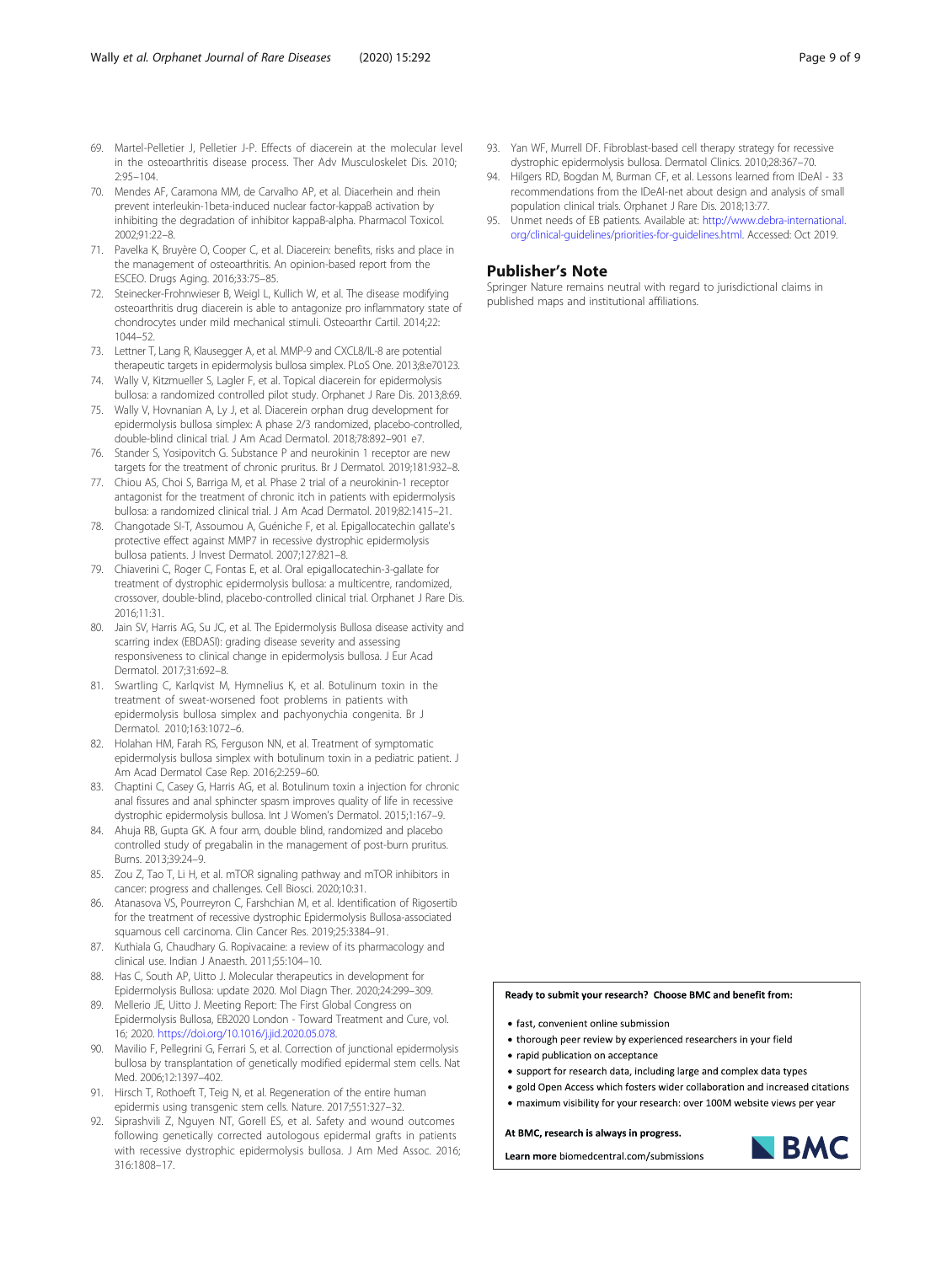69. Martel-Pelletier J, Pelletier J-P. Effects of diacerein at the molecular level in the osteoarthritis disease process. Ther Adv Musculoskelet Dis. 2010; 2:95–104.
70. Mendes AF, Caramona MM, de Carvalho AP, et al. Diacerhein and rhein prevent interleukin-1beta-induced nuclear factor-kappaB activation by inhibiting the degradation of inhibitor kappaB-alpha. Pharmacol Toxicol. 2002;91:22–8.
71. Pavelka K, Bruyère O, Cooper C, et al. Diacerein: benefits, risks and place in the management of osteoarthritis. An opinion-based report from the ESCEO. Drugs Aging. 2016;33:75–85.
72. Steinecker-Frohnwieser B, Weigl L, Kullich W, et al. The disease modifying osteoarthritis drug diacerein is able to antagonize pro inflammatory state of chondrocytes under mild mechanical stimuli. Osteoarthr Cartil. 2014;22: 1044–52.
73. Lettner T, Lang R, Klausegger A, et al. MMP-9 and CXCL8/IL-8 are potential therapeutic targets in epidermolysis bullosa simplex. PLoS One. 2013;8:e70123.
74. Wally V, Kitzmueller S, Lagler F, et al. Topical diacerein for epidermolysis bullosa: a randomized controlled pilot study. Orphanet J Rare Dis. 2013;8:69.
75. Wally V, Hovnanian A, Ly J, et al. Diacerein orphan drug development for epidermolysis bullosa simplex: A phase 2/3 randomized, placebo-controlled, double-blind clinical trial. J Am Acad Dermatol. 2018;78:892–901 e7.
76. Stander S, Yosipovitch G. Substance P and neurokinin 1 receptor are new targets for the treatment of chronic pruritus. Br J Dermatol. 2019;181:932–8.
77. Chiou AS, Choi S, Barriga M, et al. Phase 2 trial of a neurokinin-1 receptor antagonist for the treatment of chronic itch in patients with epidermolysis bullosa: a randomized clinical trial. J Am Acad Dermatol. 2019;82:1415–21.
78. Changotade SI-T, Assoumou A, Guéniche F, et al. Epigallocatechin gallate's protective effect against MMP7 in recessive dystrophic epidermolysis bullosa patients. J Invest Dermatol. 2007;127:821–8.
79. Chiaverini C, Roger C, Fontas E, et al. Oral epigallocatechin-3-gallate for treatment of dystrophic epidermolysis bullosa: a multicentre, randomized, crossover, double-blind, placebo-controlled clinical trial. Orphanet J Rare Dis. 2016;11:31.
80. Jain SV, Harris AG, Su JC, et al. The Epidermolysis Bullosa disease activity and scarring index (EBDASI): grading disease severity and assessing responsiveness to clinical change in epidermolysis bullosa. J Eur Acad Dermatol. 2017;31:692–8.
81. Swartling C, Karlqvist M, Hymnelius K, et al. Botulinum toxin in the treatment of sweat-worsened foot problems in patients with epidermolysis bullosa simplex and pachyonychia congenita. Br J Dermatol. 2010;163:1072–6.
82. Holahan HM, Farah RS, Ferguson NN, et al. Treatment of symptomatic epidermolysis bullosa simplex with botulinum toxin in a pediatric patient. J Am Acad Dermatol Case Rep. 2016;2:259–60.
83. Chaptini C, Casey G, Harris AG, et al. Botulinum toxin a injection for chronic anal fissures and anal sphincter spasm improves quality of life in recessive dystrophic epidermolysis bullosa. Int J Women's Dermatol. 2015;1:167–9.
84. Ahuja RB, Gupta GK. A four arm, double blind, randomized and placebo controlled study of pregabalin in the management of post-burn pruritus. Burns. 2013;39:24–9.
85. Zou Z, Tao T, Li H, et al. mTOR signaling pathway and mTOR inhibitors in cancer: progress and challenges. Cell Biosci. 2020;10:31.
86. Atanasova VS, Pourreyron C, Farshchian M, et al. Identification of Rigosertib for the treatment of recessive dystrophic Epidermolysis Bullosa-associated squamous cell carcinoma. Clin Cancer Res. 2019;25:3384–91.
87. Kuthiala G, Chaudhary G. Ropivacaine: a review of its pharmacology and clinical use. Indian J Anaesth. 2011;55:104–10.
88. Has C, South AP, Uitto J. Molecular therapeutics in development for Epidermolysis Bullosa: update 2020. Mol Diagn Ther. 2020;24:299–309.
89. Mellerio JE, Uitto J. Meeting Report: The First Global Congress on Epidermolysis Bullosa, EB2020 London - Toward Treatment and Cure, vol. 16; 2020. https://doi.org/10.1016/j.jid.2020.05.078.
90. Mavilio F, Pellegrini G, Ferrari S, et al. Correction of junctional epidermolysis bullosa by transplantation of genetically modified epidermal stem cells. Nat Med. 2006;12:1397–402.
91. Hirsch T, Rothoeft T, Teig N, et al. Regeneration of the entire human epidermis using transgenic stem cells. Nature. 2017;551:327–32.
92. Siprashvili Z, Nguyen NT, Gorell ES, et al. Safety and wound outcomes following genetically corrected autologous epidermal grafts in patients with recessive dystrophic epidermolysis bullosa. J Am Med Assoc. 2016; 316:1808–17.
93. Yan WF, Murrell DF. Fibroblast-based cell therapy strategy for recessive dystrophic epidermolysis bullosa. Dermatol Clinics. 2010;28:367–70.
94. Hilgers RD, Bogdan M, Burman CF, et al. Lessons learned from IDeAl - 33 recommendations from the IDeAl-net about design and analysis of small population clinical trials. Orphanet J Rare Dis. 2018;13:77.
95. Unmet needs of EB patients. Available at: http://www.debra-international.org/clinical-guidelines/priorities-for-guidelines.html. Accessed: Oct 2019.

## Publisher's Note

Springer Nature remains neutral with regard to jurisdictional claims in published maps and institutional affiliations.

**Ready to submit your research? Choose BMC and benefit from:**

- fast, convenient online submission
- thorough peer review by experienced researchers in your field
- rapid publication on acceptance
- support for research data, including large and complex data types
- gold Open Access which fosters wider collaboration and increased citations
- maximum visibility for your research: over 100M website views per year

**At BMC, research is always in progress.**

**Learn more** biomedcentral.com/submissions

BMC